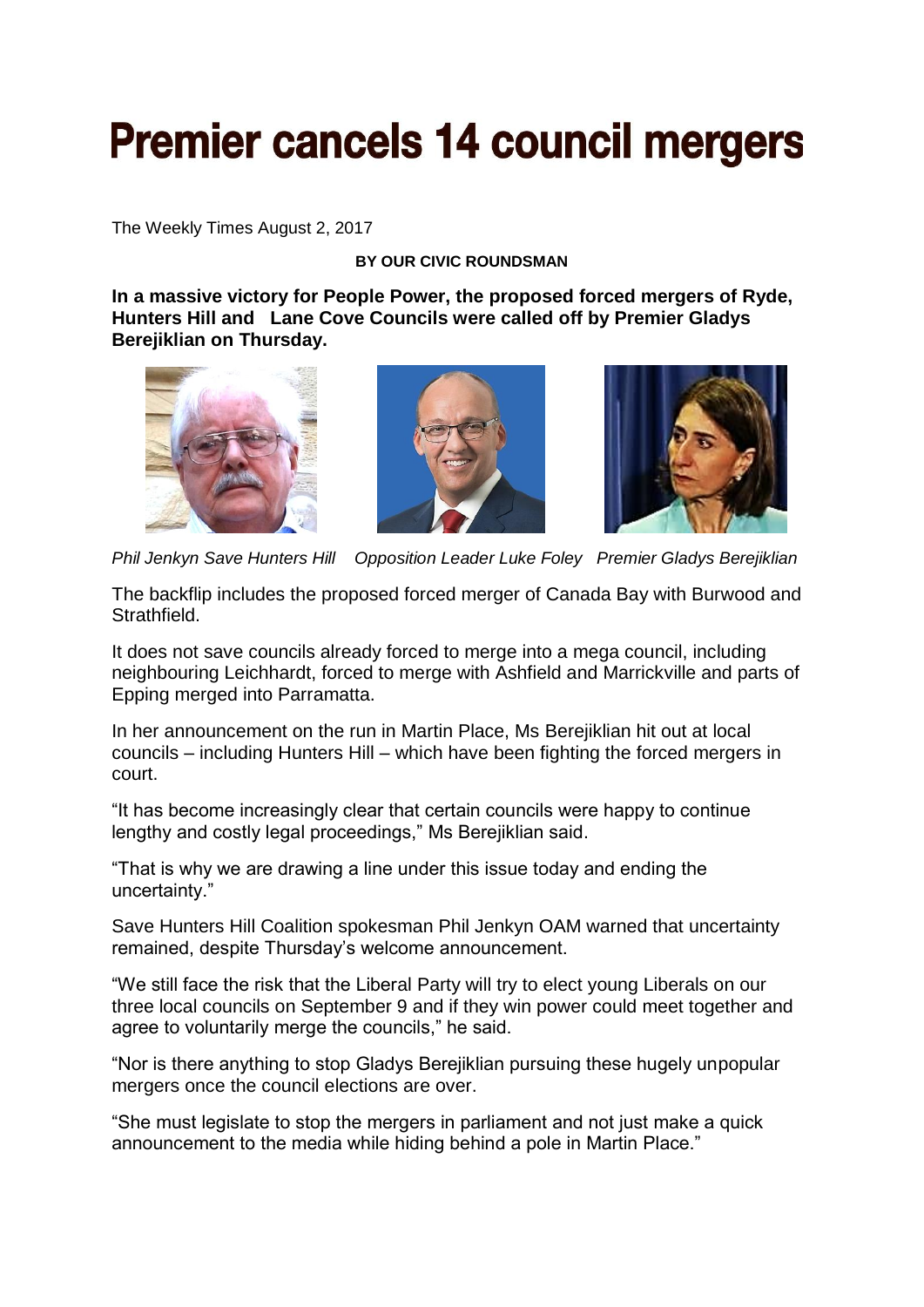# Premier cancels 14 council mergers

The Weekly Times August 2, 2017

**BY OUR CIVIC ROUNDSMAN**

**In a massive victory for People Power, the proposed forced mergers of Ryde, Hunters Hill and Lane Cove Councils were called off by Premier Gladys Berejiklian on Thursday.**

*Phil Jenkyn Save Hunters Hill* *Opposition Leader Luke Foley* *Premier Gladys Berejiklian*

The backflip includes the proposed forced merger of Canada Bay with Burwood and Strathfield.

It does not save councils already forced to merge into a mega council, including neighbouring Leichhardt, forced to merge with Ashfield and Marrickville and parts of Epping merged into Parramatta.

In her announcement on the run in Martin Place, Ms Berejiklian hit out at local councils – including Hunters Hill – which have been fighting the forced mergers in court.

"It has become increasingly clear that certain councils were happy to continue lengthy and costly legal proceedings," Ms Berejiklian said.

"That is why we are drawing a line under this issue today and ending the uncertainty."

Save Hunters Hill Coalition spokesman Phil Jenkyn OAM warned that uncertainty remained, despite Thursday's welcome announcement.

"We still face the risk that the Liberal Party will try to elect young Liberals on our three local councils on September 9 and if they win power could meet together and agree to voluntarily merge the councils," he said.

"Nor is there anything to stop Gladys Berejiklian pursuing these hugely unpopular mergers once the council elections are over.

"She must legislate to stop the mergers in parliament and not just make a quick announcement to the media while hiding behind a pole in Martin Place."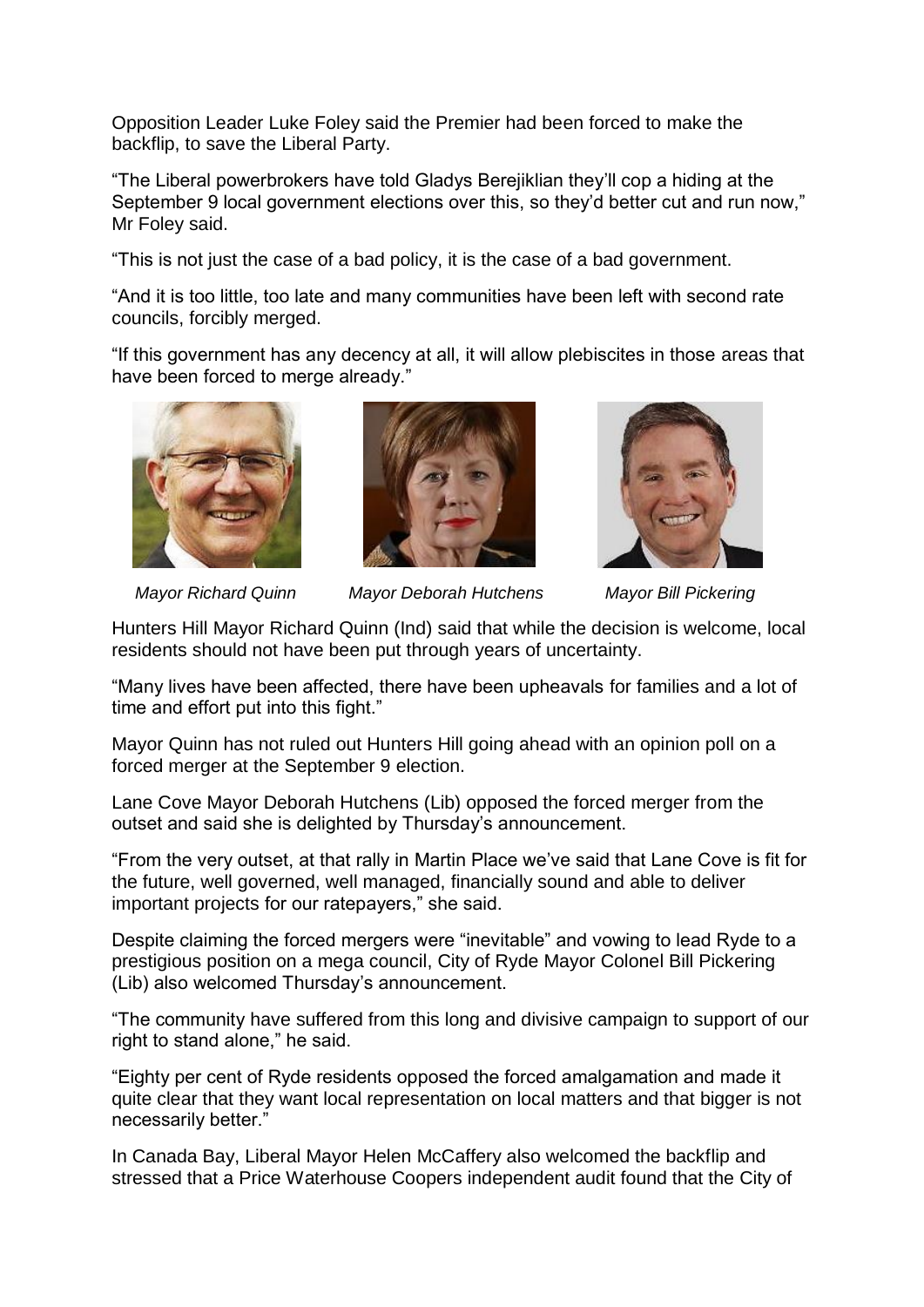Opposition Leader Luke Foley said the Premier had been forced to make the backflip, to save the Liberal Party.

"The Liberal powerbrokers have told Gladys Berejiklian they'll cop a hiding at the September 9 local government elections over this, so they'd better cut and run now," Mr Foley said.

"This is not just the case of a bad policy, it is the case of a bad government.

"And it is too little, too late and many communities have been left with second rate councils, forcibly merged.

"If this government has any decency at all, it will allow plebiscites in those areas that have been forced to merge already."

*Mayor Richard Quinn* *Mayor Deborah Hutchens* *Mayor Bill Pickering*

Hunters Hill Mayor Richard Quinn (Ind) said that while the decision is welcome, local residents should not have been put through years of uncertainty.

"Many lives have been affected, there have been upheavals for families and a lot of time and effort put into this fight."

Mayor Quinn has not ruled out Hunters Hill going ahead with an opinion poll on a forced merger at the September 9 election.

Lane Cove Mayor Deborah Hutchens (Lib) opposed the forced merger from the outset and said she is delighted by Thursday's announcement.

"From the very outset, at that rally in Martin Place we've said that Lane Cove is fit for the future, well governed, well managed, financially sound and able to deliver important projects for our ratepayers," she said.

Despite claiming the forced mergers were "inevitable" and vowing to lead Ryde to a prestigious position on a mega council, City of Ryde Mayor Colonel Bill Pickering (Lib) also welcomed Thursday's announcement.

"The community have suffered from this long and divisive campaign to support of our right to stand alone," he said.

"Eighty per cent of Ryde residents opposed the forced amalgamation and made it quite clear that they want local representation on local matters and that bigger is not necessarily better."

In Canada Bay, Liberal Mayor Helen McCaffery also welcomed the backflip and stressed that a Price Waterhouse Coopers independent audit found that the City of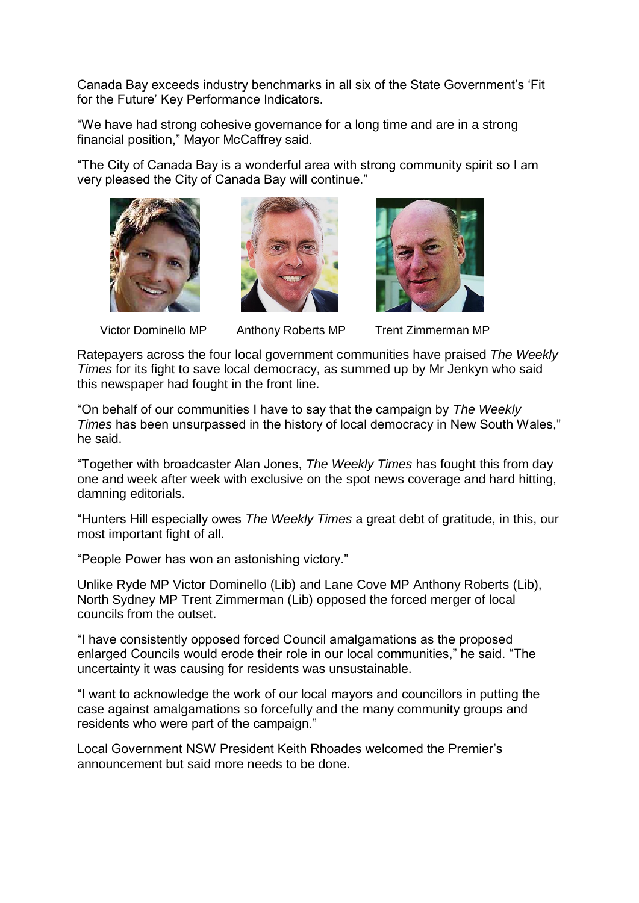Canada Bay exceeds industry benchmarks in all six of the State Government's 'Fit for the Future' Key Performance Indicators.

"We have had strong cohesive governance for a long time and are in a strong financial position," Mayor McCaffrey said.

"The City of Canada Bay is a wonderful area with strong community spirit so I am very pleased the City of Canada Bay will continue."

Victor Dominello MP    Anthony Roberts MP    Trent Zimmerman MP

Ratepayers across the four local government communities have praised *The Weekly Times* for its fight to save local democracy, as summed up by Mr Jenkyn who said this newspaper had fought in the front line.

"On behalf of our communities I have to say that the campaign by *The Weekly Times* has been unsurpassed in the history of local democracy in New South Wales," he said.

"Together with broadcaster Alan Jones, *The Weekly Times* has fought this from day one and week after week with exclusive on the spot news coverage and hard hitting, damning editorials.

"Hunters Hill especially owes *The Weekly Times* a great debt of gratitude, in this, our most important fight of all.

"People Power has won an astonishing victory."

Unlike Ryde MP Victor Dominello (Lib) and Lane Cove MP Anthony Roberts (Lib), North Sydney MP Trent Zimmerman (Lib) opposed the forced merger of local councils from the outset.

"I have consistently opposed forced Council amalgamations as the proposed enlarged Councils would erode their role in our local communities," he said. "The uncertainty it was causing for residents was unsustainable.

"I want to acknowledge the work of our local mayors and councillors in putting the case against amalgamations so forcefully and the many community groups and residents who were part of the campaign."

Local Government NSW President Keith Rhoades welcomed the Premier's announcement but said more needs to be done.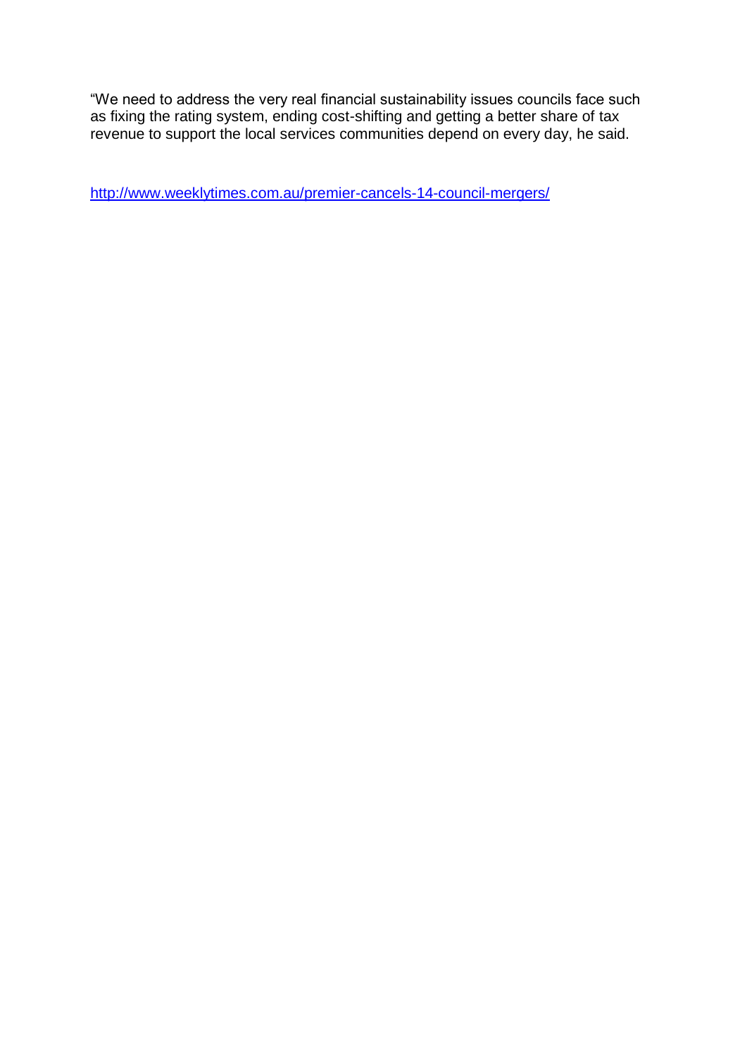"We need to address the very real financial sustainability issues councils face such as fixing the rating system, ending cost-shifting and getting a better share of tax revenue to support the local services communities depend on every day, he said.

http://www.weeklytimes.com.au/premier-cancels-14-council-mergers/